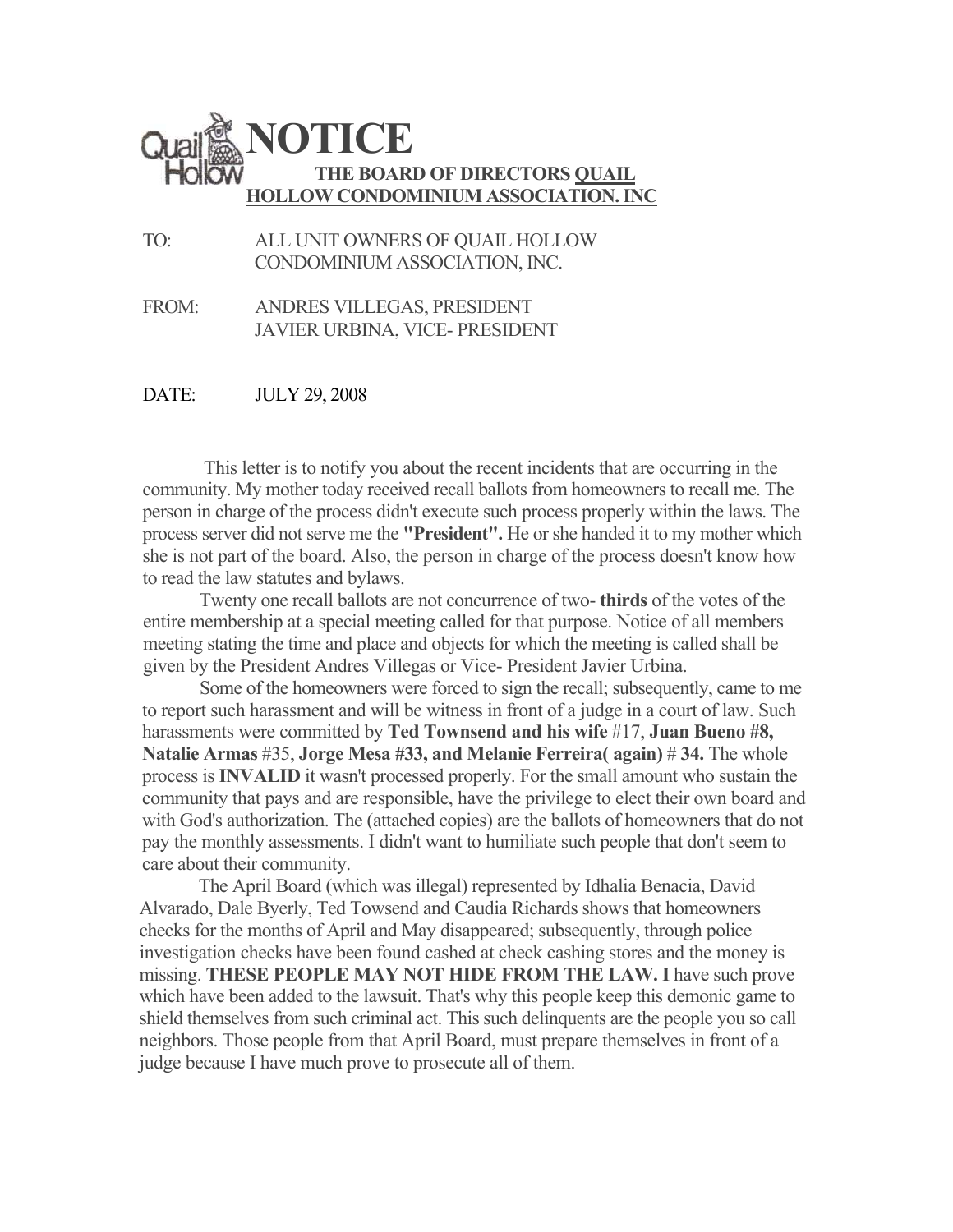# NOTICE

**THE BOARD OF DIRECTORS QUAIL HOLLOW CONDOMINIUM ASSOCIATION. INC**

TO: ALL UNIT OWNERS OF QUAIL HOLLOW CONDOMINIUM ASSOCIATION, INC.

FROM: ANDRES VILLEGAS, PRESIDENT
JAVIER URBINA, VICE- PRESIDENT

DATE: JULY 29, 2008

This letter is to notify you about the recent incidents that are occurring in the community. My mother today received recall ballots from homeowners to recall me. The person in charge of the process didn't execute such process properly within the laws. The process server did not serve me the **"President".** He or she handed it to my mother which she is not part of the board. Also, the person in charge of the process doesn't know how to read the law statutes and bylaws.

Twenty one recall ballots are not concurrence of two- **thirds** of the votes of the entire membership at a special meeting called for that purpose. Notice of all members meeting stating the time and place and objects for which the meeting is called shall be given by the President Andres Villegas or Vice- President Javier Urbina.

Some of the homeowners were forced to sign the recall; subsequently, came to me to report such harassment and will be witness in front of a judge in a court of law. Such harassments were committed by **Ted Townsend and his wife** #17, **Juan Bueno #8, Natalie Armas** #35, **Jorge Mesa #33, and Melanie Ferreira( again)** # **34.** The whole process is **INVALID** it wasn't processed properly. For the small amount who sustain the community that pays and are responsible, have the privilege to elect their own board and with God's authorization. The (attached copies) are the ballots of homeowners that do not pay the monthly assessments. I didn't want to humiliate such people that don't seem to care about their community.

The April Board (which was illegal) represented by Idhalia Benacia, David Alvarado, Dale Byerly, Ted Towsend and Caudia Richards shows that homeowners checks for the months of April and May disappeared; subsequently, through police investigation checks have been found cashed at check cashing stores and the money is missing. **THESE PEOPLE MAY NOT HIDE FROM THE LAW. I** have such prove which have been added to the lawsuit. That's why this people keep this demonic game to shield themselves from such criminal act. This such delinquents are the people you so call neighbors. Those people from that April Board, must prepare themselves in front of a judge because I have much prove to prosecute all of them.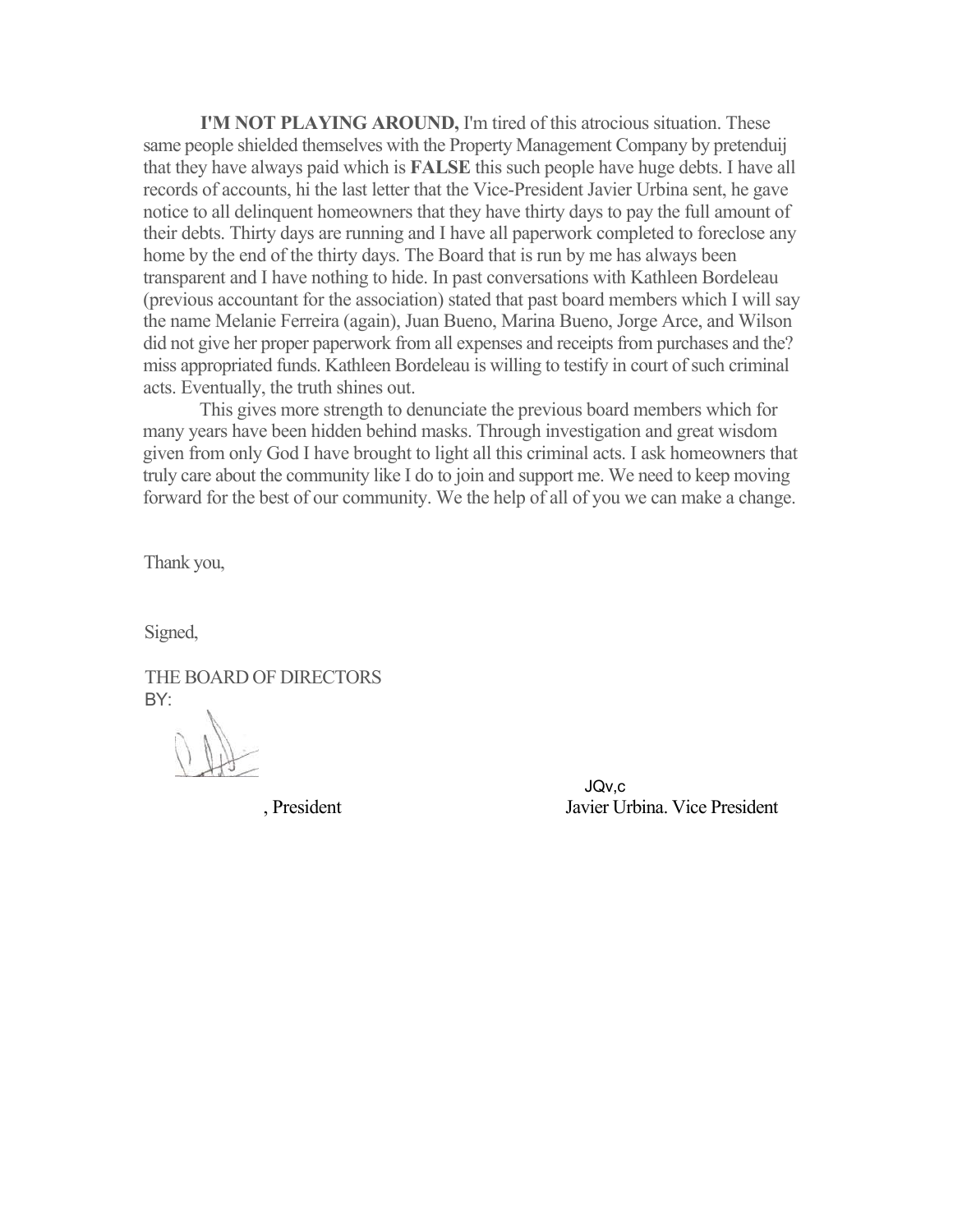**I'M NOT PLAYING AROUND,** I'm tired of this atrocious situation. These same people shielded themselves with the Property Management Company by pretenduij that they have always paid which is **FALSE** this such people have huge debts. I have all records of accounts, hi the last letter that the Vice-President Javier Urbina sent, he gave notice to all delinquent homeowners that they have thirty days to pay the full amount of their debts. Thirty days are running and I have all paperwork completed to foreclose any home by the end of the thirty days. The Board that is run by me has always been transparent and I have nothing to hide. In past conversations with Kathleen Bordeleau (previous accountant for the association) stated that past board members which I will say the name Melanie Ferreira (again), Juan Bueno, Marina Bueno, Jorge Arce, and Wilson did not give her proper paperwork from all expenses and receipts from purchases and the? miss appropriated funds. Kathleen Bordeleau is willing to testify in court of such criminal acts. Eventually, the truth shines out.

This gives more strength to denunciate the previous board members which for many years have been hidden behind masks. Through investigation and great wisdom given from only God I have brought to light all this criminal acts. I ask homeowners that truly care about the community like I do to join and support me. We need to keep moving forward for the best of our community. We the help of all of you we can make a change.

Thank you,

Signed,

THE BOARD OF DIRECTORS
BY:

JQv,c

, President

Javier Urbina. Vice President